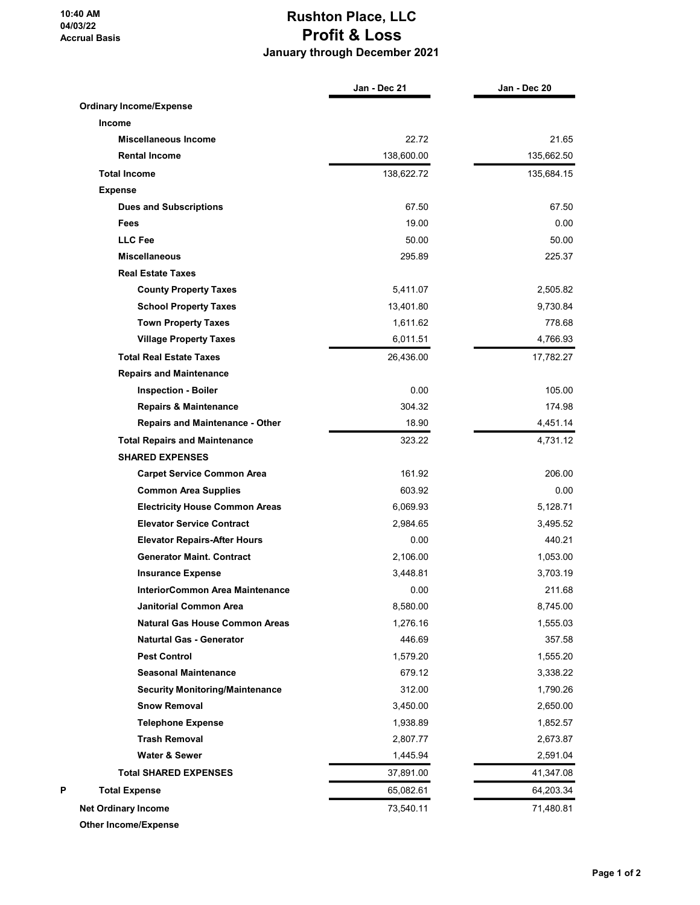10:40 AM
04/03/22
Accrual Basis

# Rushton Place, LLC
## Profit & Loss
### January through December 2021

| | Jan - Dec 21 | Jan - Dec 20 |
|---|---|---|
| **Ordinary Income/Expense** | | |
| **Income** | | |
| **Miscellaneous Income** | 22.72 | 21.65 |
| **Rental Income** | 138,600.00 | 135,662.50 |
| **Total Income** | 138,622.72 | 135,684.15 |
| **Expense** | | |
| **Dues and Subscriptions** | 67.50 | 67.50 |
| **Fees** | 19.00 | 0.00 |
| **LLC Fee** | 50.00 | 50.00 |
| **Miscellaneous** | 295.89 | 225.37 |
| **Real Estate Taxes** | | |
| **County Property Taxes** | 5,411.07 | 2,505.82 |
| **School Property Taxes** | 13,401.80 | 9,730.84 |
| **Town Property Taxes** | 1,611.62 | 778.68 |
| **Village Property Taxes** | 6,011.51 | 4,766.93 |
| **Total Real Estate Taxes** | 26,436.00 | 17,782.27 |
| **Repairs and Maintenance** | | |
| **Inspection - Boiler** | 0.00 | 105.00 |
| **Repairs & Maintenance** | 304.32 | 174.98 |
| **Repairs and Maintenance - Other** | 18.90 | 4,451.14 |
| **Total Repairs and Maintenance** | 323.22 | 4,731.12 |
| **SHARED EXPENSES** | | |
| **Carpet Service Common Area** | 161.92 | 206.00 |
| **Common Area Supplies** | 603.92 | 0.00 |
| **Electricity House Common Areas** | 6,069.93 | 5,128.71 |
| **Elevator Service Contract** | 2,984.65 | 3,495.52 |
| **Elevator Repairs-After Hours** | 0.00 | 440.21 |
| **Generator Maint. Contract** | 2,106.00 | 1,053.00 |
| **Insurance Expense** | 3,448.81 | 3,703.19 |
| **InteriorCommon Area Maintenance** | 0.00 | 211.68 |
| **Janitorial Common Area** | 8,580.00 | 8,745.00 |
| **Natural Gas House Common Areas** | 1,276.16 | 1,555.03 |
| **Naturtal Gas - Generator** | 446.69 | 357.58 |
| **Pest Control** | 1,579.20 | 1,555.20 |
| **Seasonal Maintenance** | 679.12 | 3,338.22 |
| **Security Monitoring/Maintenance** | 312.00 | 1,790.26 |
| **Snow Removal** | 3,450.00 | 2,650.00 |
| **Telephone Expense** | 1,938.89 | 1,852.57 |
| **Trash Removal** | 2,807.77 | 2,673.87 |
| **Water & Sewer** | 1,445.94 | 2,591.04 |
| **Total SHARED EXPENSES** | 37,891.00 | 41,347.08 |
| **Total Expense** | 65,082.61 | 64,203.34 |
| **Net Ordinary Income** | 73,540.11 | 71,480.81 |
| **Other Income/Expense** | | |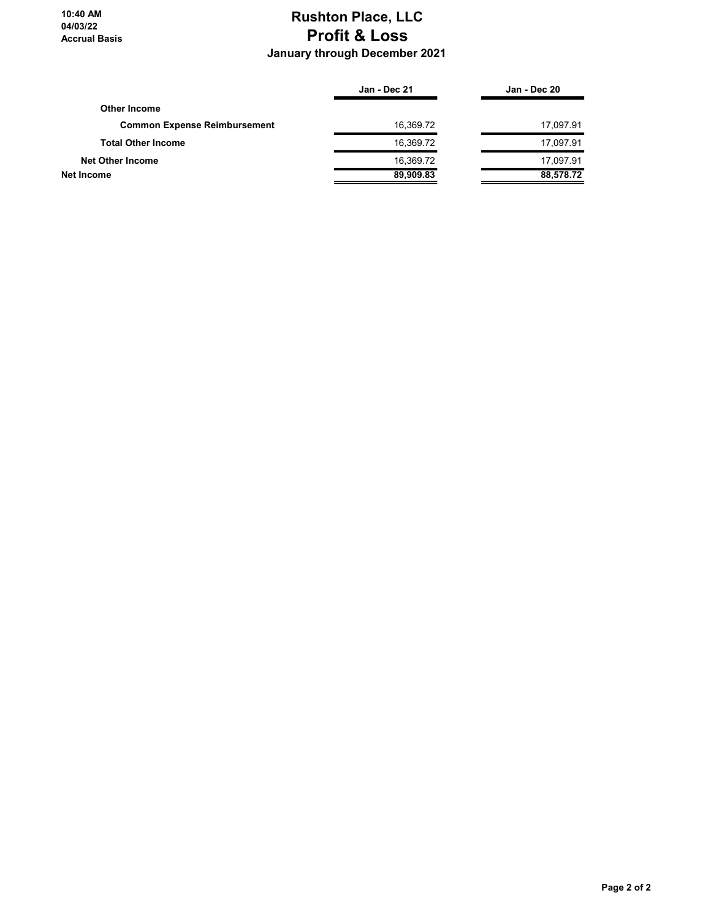# Rushton Place, LLC
## Profit & Loss
### January through December 2021

10:40 AM
04/03/22
Accrual Basis

| | Jan - Dec 21 | Jan - Dec 20 |
|---|---|---|
| **Other Income** | | |
| **Common Expense Reimbursement** | 16,369.72 | 17,097.91 |
| **Total Other Income** | 16,369.72 | 17,097.91 |
| **Net Other Income** | 16,369.72 | 17,097.91 |
| **Net Income** | **89,909.83** | **88,578.72** |